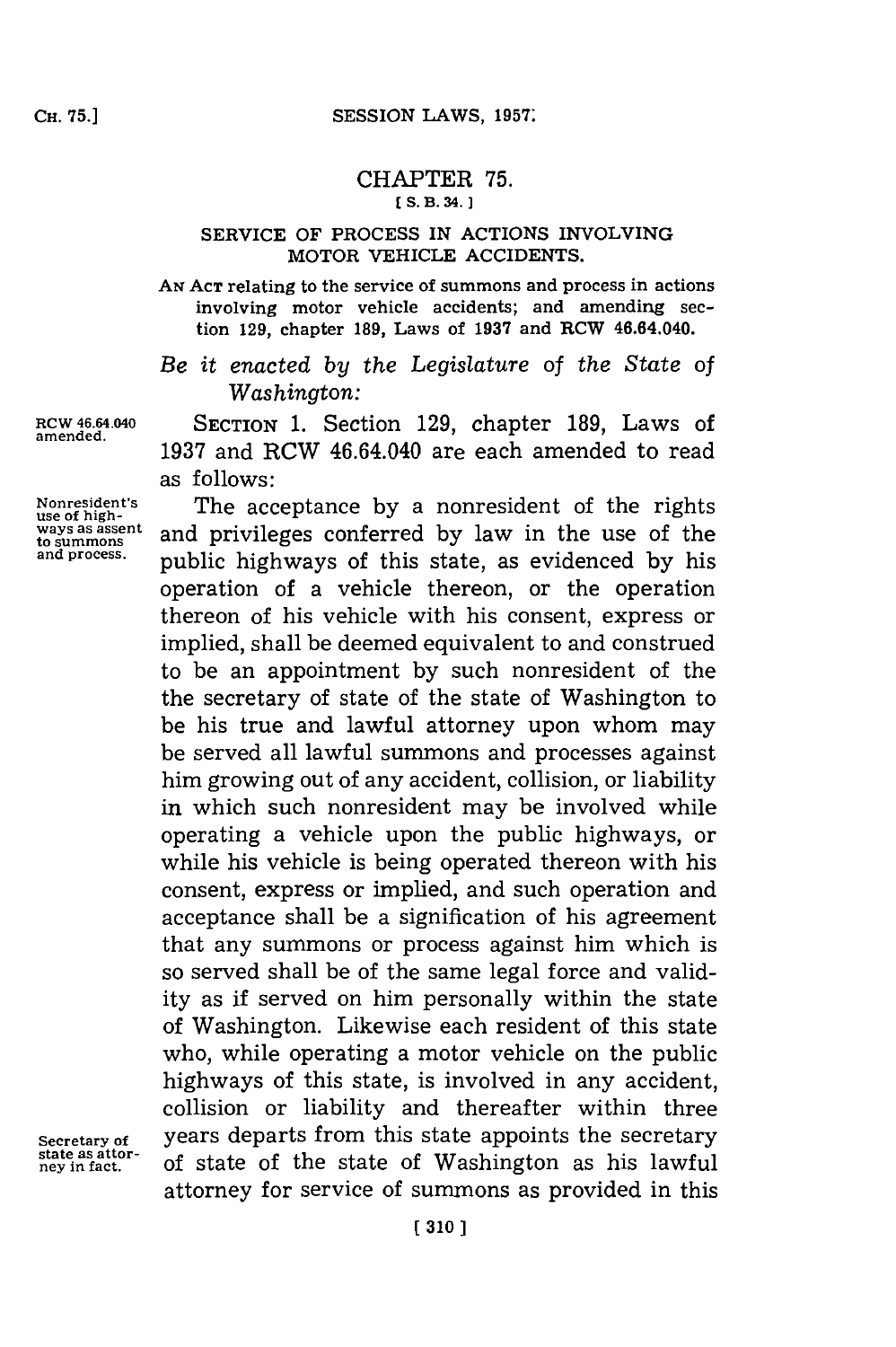# CHAPTER 75.

[S. B. 34.]

## SERVICE OF PROCESS IN ACTIONS INVOLVING MOTOR VEHICLE ACCIDENTS.

AN ACT relating to the service of summons and process in actions involving motor vehicle accidents; and amending section 129, chapter 189, Laws of 1937 and RCW 46.64.040.

*Be it enacted by the Legislature of the State of Washington:*

RCW 46.64.040 amended.

SECTION 1. Section 129, chapter 189, Laws of 1937 and RCW 46.64.040 are each amended to read as follows:

Nonresident's use of highways as assent to summons and process.

The acceptance by a nonresident of the rights and privileges conferred by law in the use of the public highways of this state, as evidenced by his operation of a vehicle thereon, or the operation thereon of his vehicle with his consent, express or implied, shall be deemed equivalent to and construed to be an appointment by such nonresident of the the secretary of state of the state of Washington to be his true and lawful attorney upon whom may be served all lawful summons and processes against him growing out of any accident, collision, or liability in which such nonresident may be involved while operating a vehicle upon the public highways, or while his vehicle is being operated thereon with his consent, express or implied, and such operation and acceptance shall be a signification of his agreement that any summons or process against him which is so served shall be of the same legal force and validity as if served on him personally within the state of Washington. Likewise each resident of this state who, while operating a motor vehicle on the public highways of this state, is involved in any accident, collision or liability and thereafter within three years departs from this state appoints the secretary of state of the state of Washington as his lawful attorney for service of summons as provided in this

Secretary of state as attorney in fact.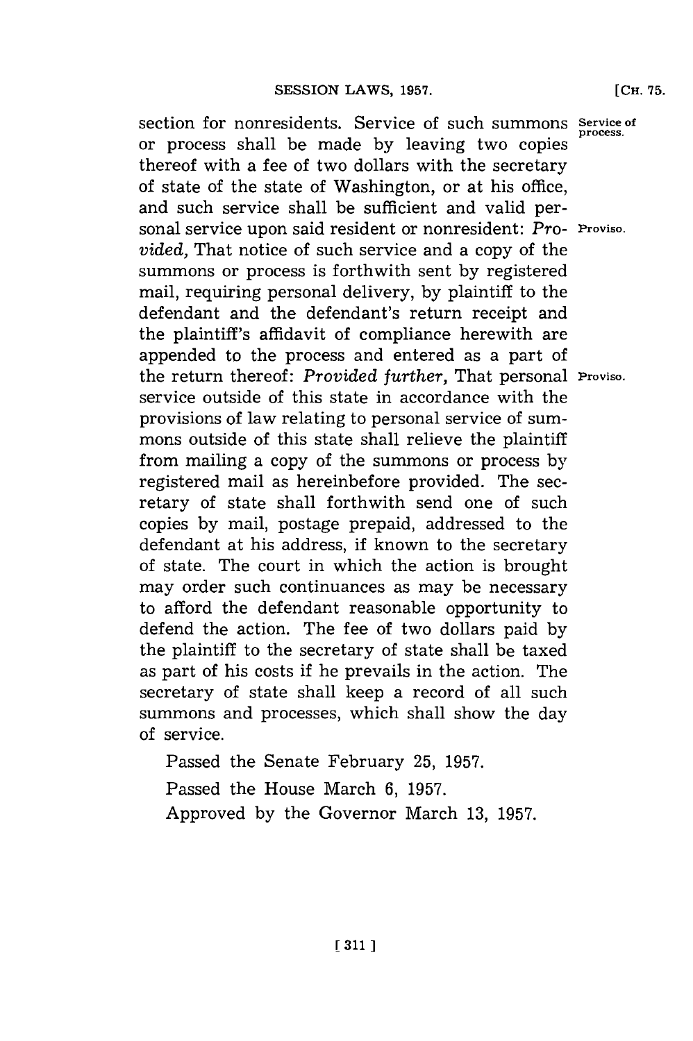section for nonresidents. Service of such summons or process shall be made by leaving two copies thereof with a fee of two dollars with the secretary of state of the state of Washington, or at his office, and such service shall be sufficient and valid personal service upon said resident or nonresident: *Provided,* That notice of such service and a copy of the summons or process is forthwith sent by registered mail, requiring personal delivery, by plaintiff to the defendant and the defendant's return receipt and the plaintiff's affidavit of compliance herewith are appended to the process and entered as a part of the return thereof: *Provided further,* That personal service outside of this state in accordance with the provisions of law relating to personal service of summons outside of this state shall relieve the plaintiff from mailing a copy of the summons or process by registered mail as hereinbefore provided. The secretary of state shall forthwith send one of such copies by mail, postage prepaid, addressed to the defendant at his address, if known to the secretary of state. The court in which the action is brought may order such continuances as may be necessary to afford the defendant reasonable opportunity to defend the action. The fee of two dollars paid by the plaintiff to the secretary of state shall be taxed as part of his costs if he prevails in the action. The secretary of state shall keep a record of all such summons and processes, which shall show the day of service.

Service of process.

Proviso.

Proviso.

Passed the Senate February 25, 1957.

Passed the House March 6, 1957.

Approved by the Governor March 13, 1957.